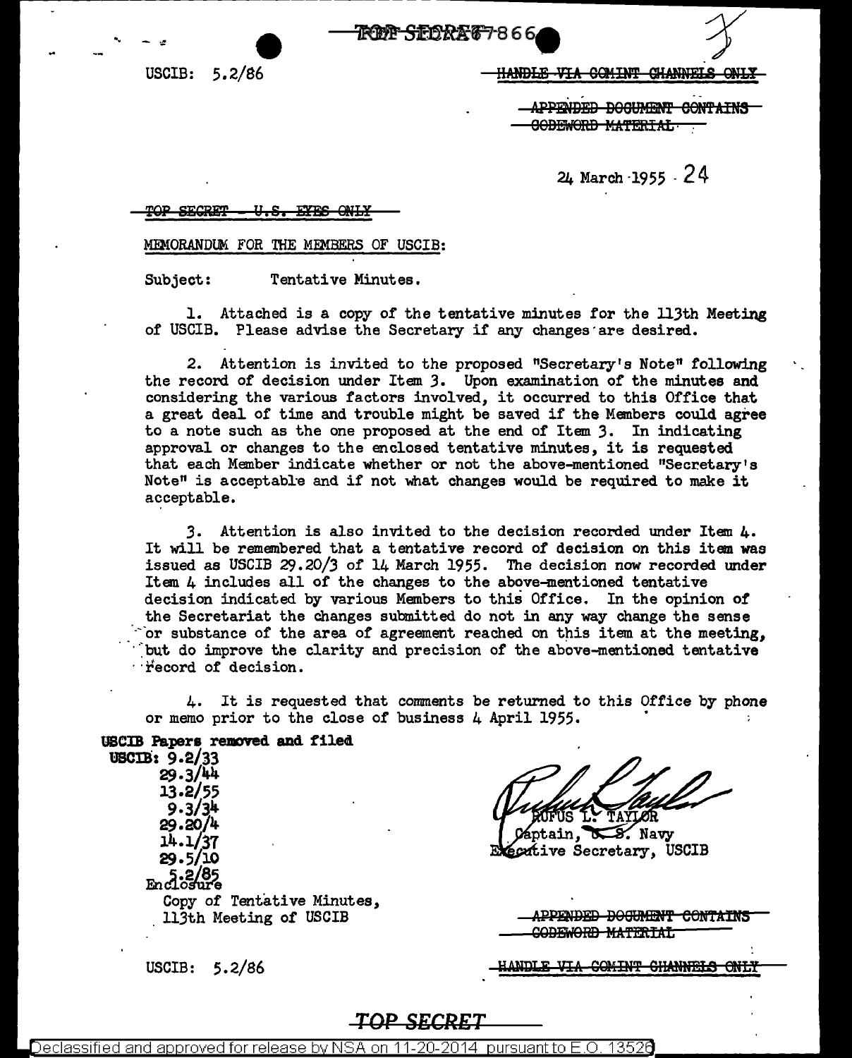TOP SECRET 7866

USCIB: 5.2/86

~~HANDLE VIA COMINT CHANNELS ONLY~~

~~APPENDED DOCUMENT CONTAINS CODEWORD MATERIAL~~

24 March 1955 - 24

~~TOP SECRET - U.S. EYES ONLY~~

MEMORANDUM FOR THE MEMBERS OF USCIB:

Subject: Tentative Minutes.

1. Attached is a copy of the tentative minutes for the 113th Meeting of USCIB. Please advise the Secretary if any changes are desired.

2. Attention is invited to the proposed "Secretary's Note" following the record of decision under Item 3. Upon examination of the minutes and considering the various factors involved, it occurred to this Office that a great deal of time and trouble might be saved if the Members could agree to a note such as the one proposed at the end of Item 3. In indicating approval or changes to the enclosed tentative minutes, it is requested that each Member indicate whether or not the above-mentioned "Secretary's Note" is acceptable and if not what changes would be required to make it acceptable.

3. Attention is also invited to the decision recorded under Item 4. It will be remembered that a tentative record of decision on this item was issued as USCIB 29.20/3 of 14 March 1955. The decision now recorded under Item 4 includes all of the changes to the above-mentioned tentative decision indicated by various Members to this Office. In the opinion of the Secretariat the changes submitted do not in any way change the sense or substance of the area of agreement reached on this item at the meeting, but do improve the clarity and precision of the above-mentioned tentative record of decision.

4. It is requested that comments be returned to this Office by phone or memo prior to the close of business 4 April 1955.

**USCIB Papers removed and filed**
**USCIB: 9.2/33**
**29.3/44**
**13.2/55**
**9.3/34**
**29.20/4**
**14.1/37**
**29.5/10**
**5.2/85**

Enclosure
Copy of Tentative Minutes,
113th Meeting of USCIB

RUFUS L. TAYLOR
Captain, U. S. Navy
Executive Secretary, USCIB

~~APPENDED DOCUMENT CONTAINS CODEWORD MATERIAL~~

USCIB: 5.2/86

~~HANDLE VIA COMINT CHANNELS ONLY~~

TOP SECRET

Declassified and approved for release by NSA on 11-20-2014 pursuant to E.O. 13526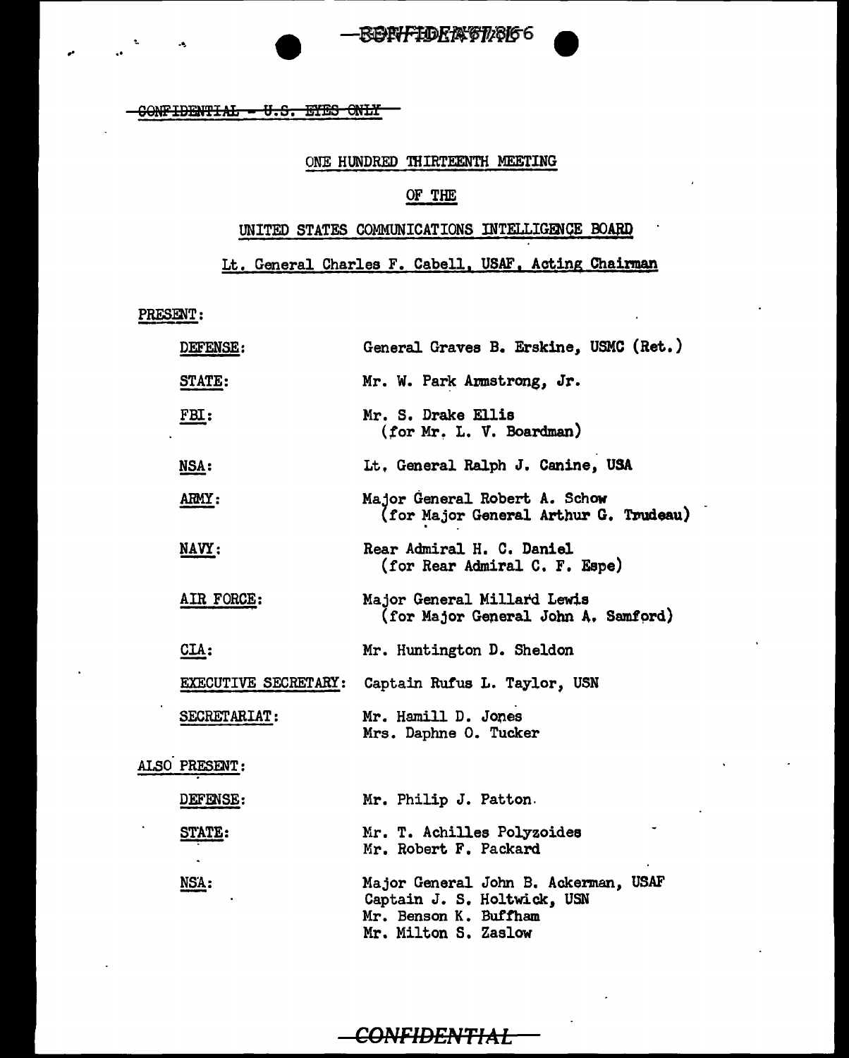~~CONFIDENTIAL - U.S. EYES ONLY~~

ONE HUNDRED THIRTEENTH MEETING

OF THE

UNITED STATES COMMUNICATIONS INTELLIGENCE BOARD

Lt. General Charles F. Cabell, USAF, Acting Chairman

PRESENT:

| | |
|---|---|
| DEFENSE: | General Graves B. Erskine, USMC (Ret.) |
| STATE: | Mr. W. Park Armstrong, Jr. |
| FBI: | Mr. S. Drake Ellis (for Mr. L. V. Boardman) |
| NSA: | Lt. General Ralph J. Canine, USA |
| ARMY: | Major General Robert A. Schow (for Major General Arthur G. Trudeau) |
| NAVY: | Rear Admiral H. C. Daniel (for Rear Admiral C. F. Espe) |
| AIR FORCE: | Major General Millard Lewis (for Major General John A. Samford) |
| CIA: | Mr. Huntington D. Sheldon |
| EXECUTIVE SECRETARY: | Captain Rufus L. Taylor, USN |
| SECRETARIAT: | Mr. Hamill D. Jones<br>Mrs. Daphne O. Tucker |

ALSO PRESENT:

| | |
|---|---|
| DEFENSE: | Mr. Philip J. Patton. |
| STATE: | Mr. T. Achilles Polyzoides<br>Mr. Robert F. Packard |
| NSA: | Major General John B. Ackerman, USAF<br>Captain J. S. Holtwick, USN<br>Mr. Benson K. Buffham<br>Mr. Milton S. Zaslow |

~~CONFIDENTIAL~~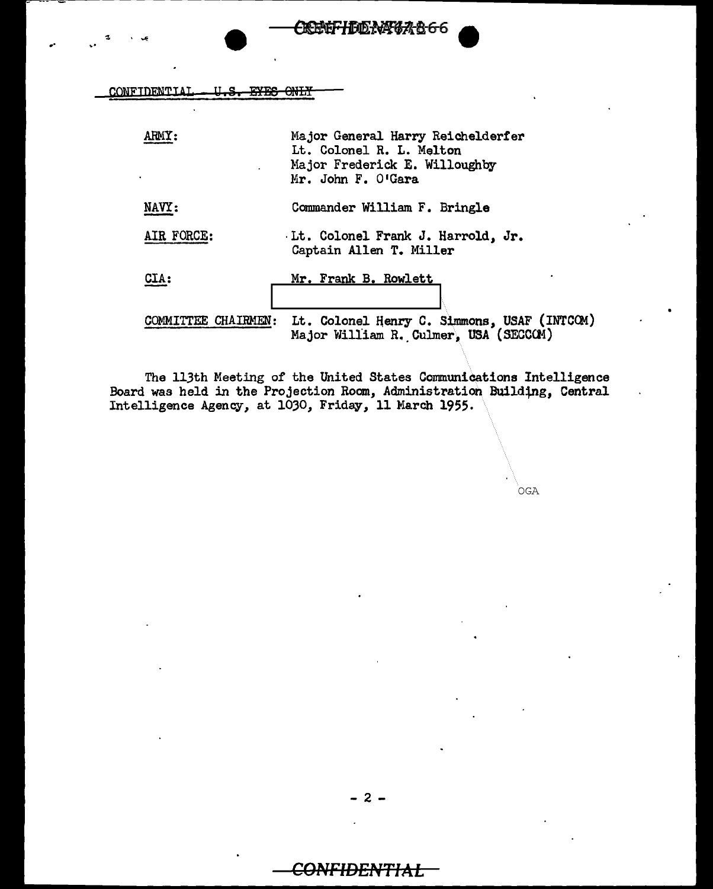CONFIDENTIAL - ~~U.S. EYES ONLY~~

| | |
|---|---|
| ARMY: | Major General Harry Reichelderfer<br>Lt. Colonel R. L. Melton<br>Major Frederick E. Willoughby<br>Mr. John F. O'Gara |
| NAVY: | Commander William F. Bringle |
| AIR FORCE: | Lt. Colonel Frank J. Harrold, Jr.<br>Captain Allen T. Miller |
| CIA: | Mr. Frank B. Rowlett<br>[redacted] |
| COMMITTEE CHAIRMEN: | Lt. Colonel Henry C. Simmons, USAF (INTCOM)<br>Major William R. Culmer, USA (SECCOM) |

The 113th Meeting of the United States Communications Intelligence Board was held in the Projection Room, Administration Building, Central Intelligence Agency, at 1030, Friday, 11 March 1955.

OGA

CONFIDENTIAL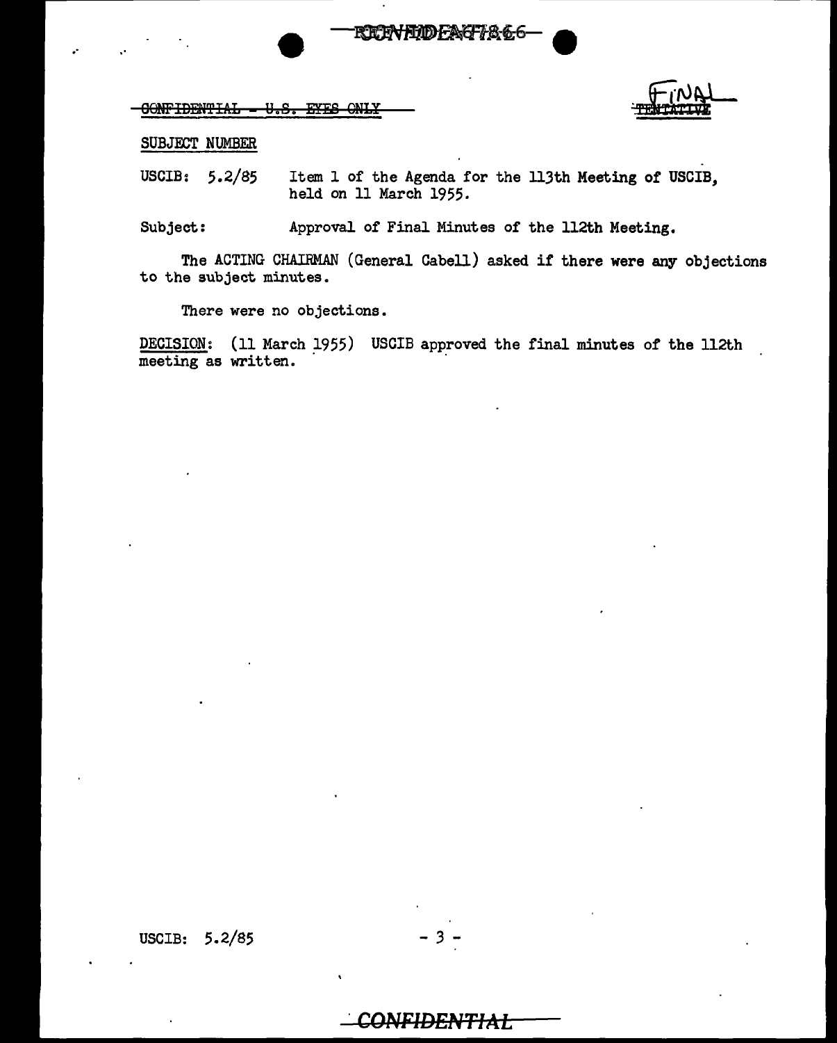~~CONFIDENTIAL - U.S. EYES ONLY~~

FINAL
~~TENTATIVE~~

SUBJECT NUMBER

USCIB: 5.2/85 Item 1 of the Agenda for the 113th Meeting of USCIB, held on 11 March 1955.

Subject: Approval of Final Minutes of the 112th Meeting.

The ACTING CHAIRMAN (General Cabell) asked if there were any objections to the subject minutes.

There were no objections.

DECISION: (11 March 1955) USCIB approved the final minutes of the 112th meeting as written.

USCIB: 5.2/85

CONFIDENTIAL